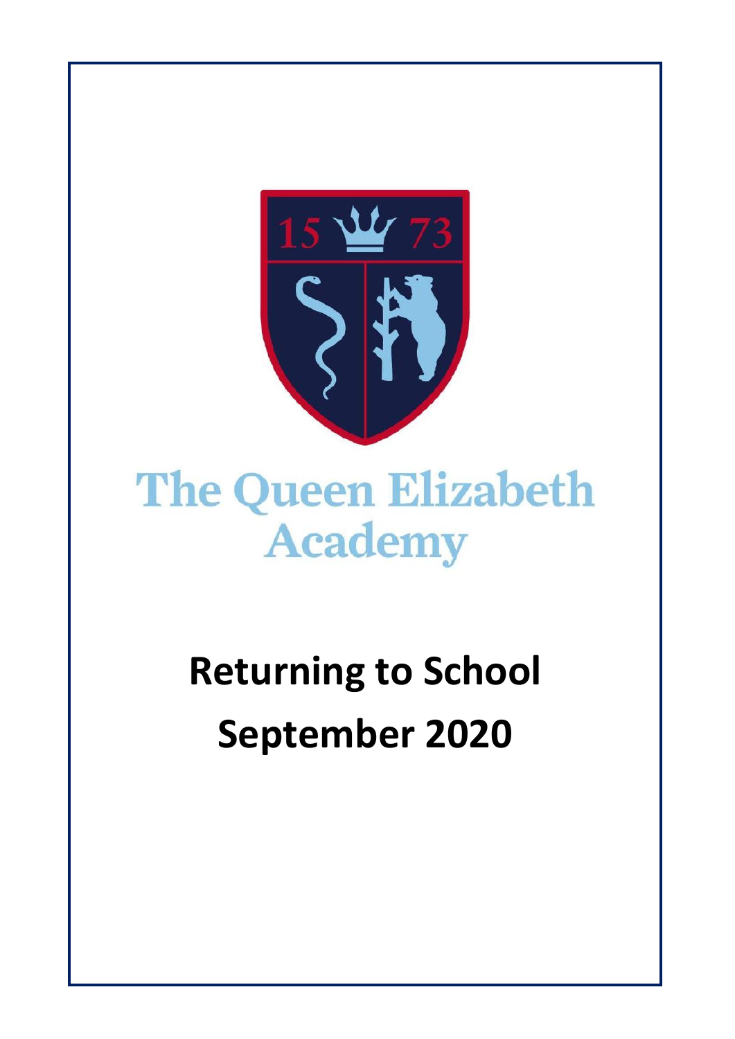15 73

# The Queen Elizabeth Academy

# Returning to School September 2020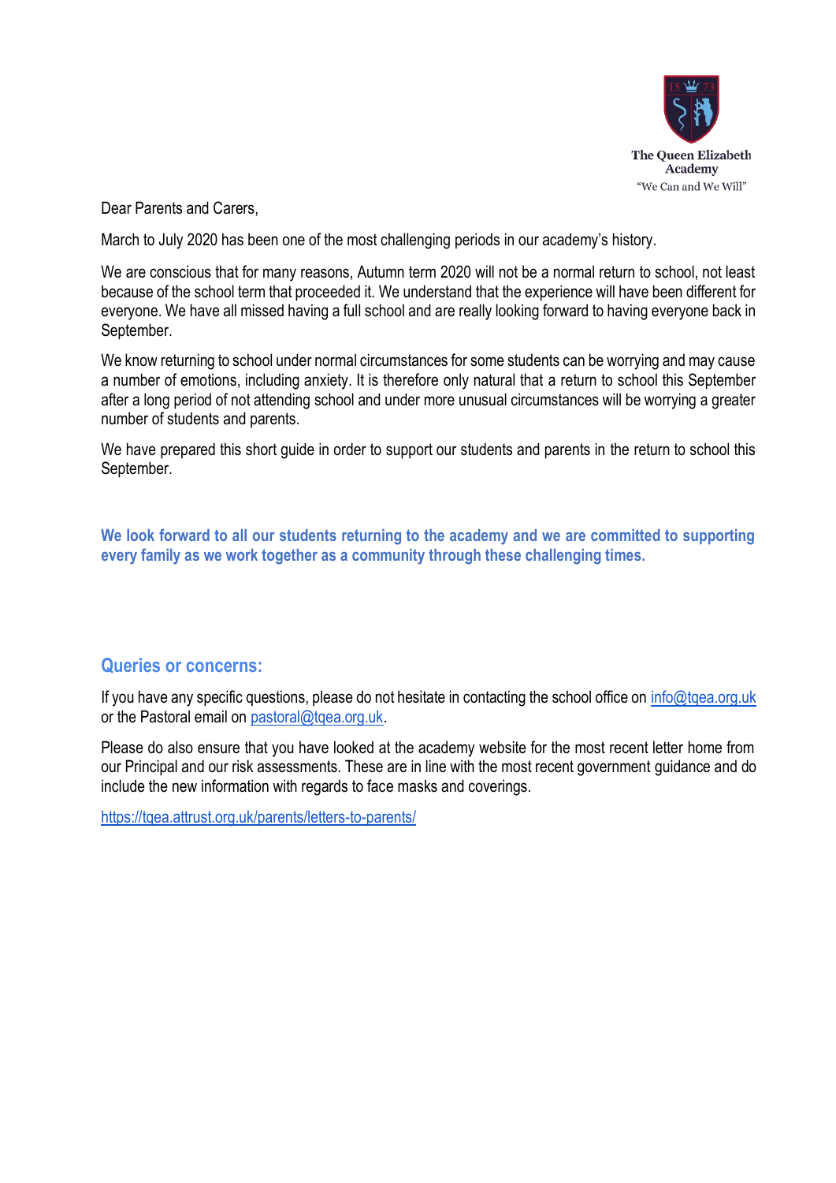The Queen Elizabeth Academy

"We Can and We Will"

Dear Parents and Carers,

March to July 2020 has been one of the most challenging periods in our academy's history.

We are conscious that for many reasons, Autumn term 2020 will not be a normal return to school, not least because of the school term that proceeded it. We understand that the experience will have been different for everyone. We have all missed having a full school and are really looking forward to having everyone back in September.

We know returning to school under normal circumstances for some students can be worrying and may cause a number of emotions, including anxiety. It is therefore only natural that a return to school this September after a long period of not attending school and under more unusual circumstances will be worrying a greater number of students and parents.

We have prepared this short guide in order to support our students and parents in the return to school this September.

**We look forward to all our students returning to the academy and we are committed to supporting every family as we work together as a community through these challenging times.**

## Queries or concerns:

If you have any specific questions, please do not hesitate in contacting the school office on info@tqea.org.uk or the Pastoral email on pastoral@tqea.org.uk.

Please do also ensure that you have looked at the academy website for the most recent letter home from our Principal and our risk assessments. These are in line with the most recent government guidance and do include the new information with regards to face masks and coverings.

https://tqea.attrust.org.uk/parents/letters-to-parents/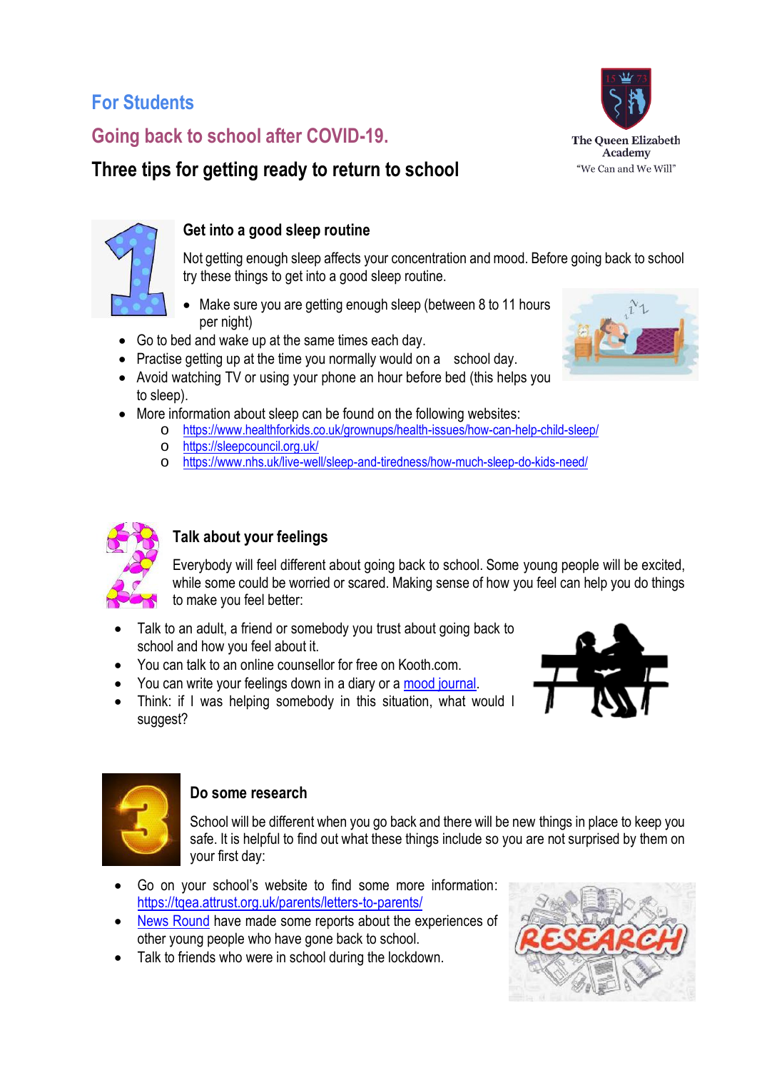## For Students

## Going back to school after COVID-19.

# Three tips for getting ready to return to school

The Queen Elizabeth Academy
"We Can and We Will"

### Get into a good sleep routine

Not getting enough sleep affects your concentration and mood. Before going back to school try these things to get into a good sleep routine.

- Make sure you are getting enough sleep (between 8 to 11 hours per night)
- Go to bed and wake up at the same times each day.
- Practise getting up at the time you normally would on a school day.
- Avoid watching TV or using your phone an hour before bed (this helps you to sleep).
- More information about sleep can be found on the following websites:
  - https://www.healthforkids.co.uk/grownups/health-issues/how-can-help-child-sleep/
  - https://sleepcouncil.org.uk/
  - https://www.nhs.uk/live-well/sleep-and-tiredness/how-much-sleep-do-kids-need/

### Talk about your feelings

Everybody will feel different about going back to school. Some young people will be excited, while some could be worried or scared. Making sense of how you feel can help you do things to make you feel better:

- Talk to an adult, a friend or somebody you trust about going back to school and how you feel about it.
- You can talk to an online counsellor for free on Kooth.com.
- You can write your feelings down in a diary or a mood journal.
- Think: if I was helping somebody in this situation, what would I suggest?

### Do some research

School will be different when you go back and there will be new things in place to keep you safe. It is helpful to find out what these things include so you are not surprised by them on your first day:

- Go on your school's website to find some more information: https://tqea.attrust.org.uk/parents/letters-to-parents/
- News Round have made some reports about the experiences of other young people who have gone back to school.
- Talk to friends who were in school during the lockdown.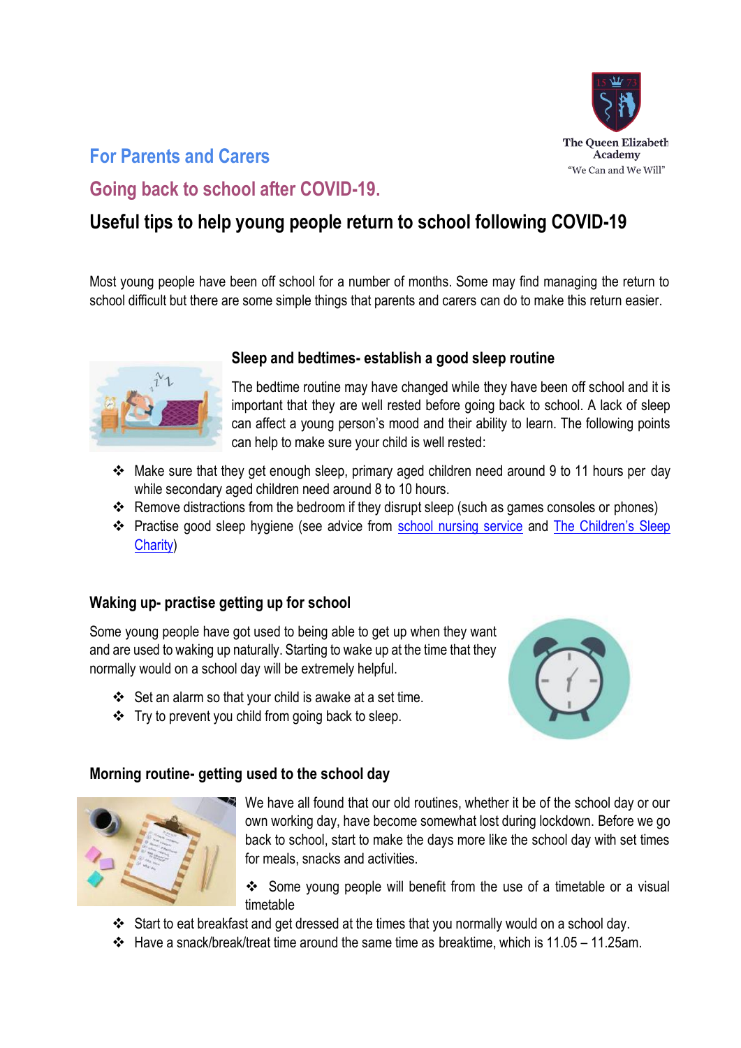The Queen Elizabeth Academy
"We Can and We Will"

## For Parents and Carers

## Going back to school after COVID-19.

# Useful tips to help young people return to school following COVID-19

Most young people have been off school for a number of months. Some may find managing the return to school difficult but there are some simple things that parents and carers can do to make this return easier.

### Sleep and bedtimes- establish a good sleep routine

The bedtime routine may have changed while they have been off school and it is important that they are well rested before going back to school. A lack of sleep can affect a young person's mood and their ability to learn. The following points can help to make sure your child is well rested:

- Make sure that they get enough sleep, primary aged children need around 9 to 11 hours per day while secondary aged children need around 8 to 10 hours.
- Remove distractions from the bedroom if they disrupt sleep (such as games consoles or phones)
- Practise good sleep hygiene (see advice from school nursing service and The Children's Sleep Charity)

### Waking up- practise getting up for school

Some young people have got used to being able to get up when they want and are used to waking up naturally. Starting to wake up at the time that they normally would on a school day will be extremely helpful.

- Set an alarm so that your child is awake at a set time.
- Try to prevent you child from going back to sleep.

### Morning routine- getting used to the school day

We have all found that our old routines, whether it be of the school day or our own working day, have become somewhat lost during lockdown. Before we go back to school, start to make the days more like the school day with set times for meals, snacks and activities.

- Some young people will benefit from the use of a timetable or a visual timetable
- Start to eat breakfast and get dressed at the times that you normally would on a school day.
- Have a snack/break/treat time around the same time as breaktime, which is 11.05 – 11.25am.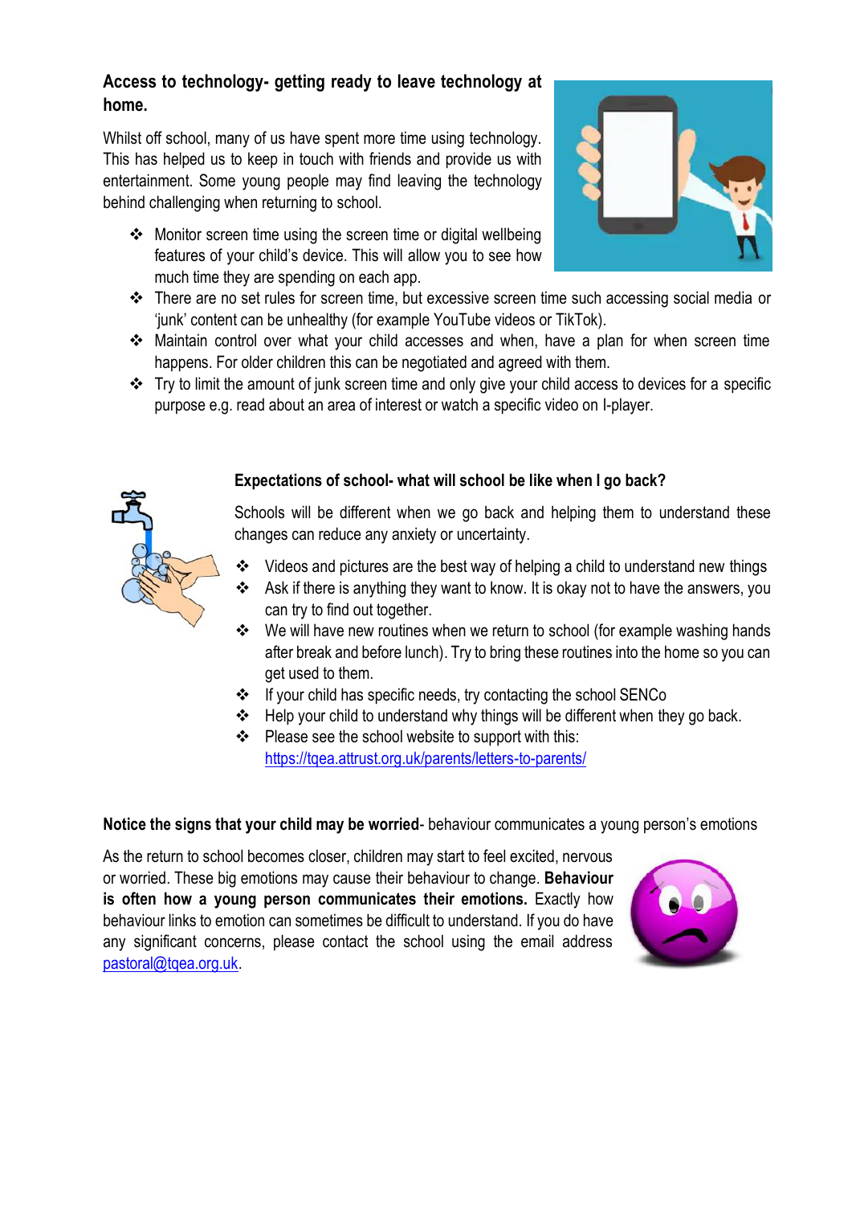## Access to technology- getting ready to leave technology at home.

Whilst off school, many of us have spent more time using technology. This has helped us to keep in touch with friends and provide us with entertainment. Some young people may find leaving the technology behind challenging when returning to school.

- Monitor screen time using the screen time or digital wellbeing features of your child's device. This will allow you to see how much time they are spending on each app.
- There are no set rules for screen time, but excessive screen time such accessing social media or 'junk' content can be unhealthy (for example YouTube videos or TikTok).
- Maintain control over what your child accesses and when, have a plan for when screen time happens. For older children this can be negotiated and agreed with them.
- Try to limit the amount of junk screen time and only give your child access to devices for a specific purpose e.g. read about an area of interest or watch a specific video on I-player.

## Expectations of school- what will school be like when I go back?

Schools will be different when we go back and helping them to understand these changes can reduce any anxiety or uncertainty.

- Videos and pictures are the best way of helping a child to understand new things
- Ask if there is anything they want to know. It is okay not to have the answers, you can try to find out together.
- We will have new routines when we return to school (for example washing hands after break and before lunch). Try to bring these routines into the home so you can get used to them.
- If your child has specific needs, try contacting the school SENCo
- Help your child to understand why things will be different when they go back.
- Please see the school website to support with this: https://tqea.attrust.org.uk/parents/letters-to-parents/

**Notice the signs that your child may be worried**- behaviour communicates a young person's emotions

As the return to school becomes closer, children may start to feel excited, nervous or worried. These big emotions may cause their behaviour to change. **Behaviour is often how a young person communicates their emotions.** Exactly how behaviour links to emotion can sometimes be difficult to understand. If you do have any significant concerns, please contact the school using the email address pastoral@tqea.org.uk.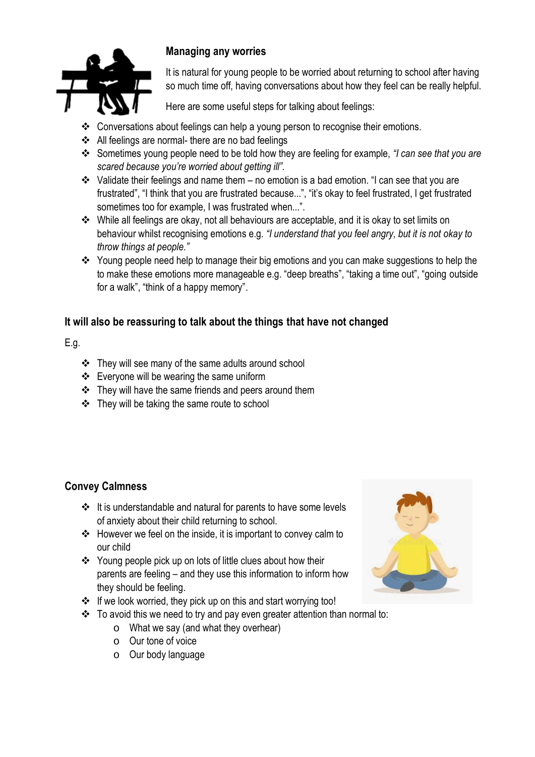### Managing any worries

It is natural for young people to be worried about returning to school after having so much time off, having conversations about how they feel can be really helpful.

Here are some useful steps for talking about feelings:

- Conversations about feelings can help a young person to recognise their emotions.
- All feelings are normal- there are no bad feelings
- Sometimes young people need to be told how they are feeling for example, *"I can see that you are scared because you're worried about getting ill".*
- Validate their feelings and name them – no emotion is a bad emotion. "I can see that you are frustrated", "I think that you are frustrated because...", "it's okay to feel frustrated, I get frustrated sometimes too for example, I was frustrated when...".
- While all feelings are okay, not all behaviours are acceptable, and it is okay to set limits on behaviour whilst recognising emotions e.g. *"I understand that you feel angry, but it is not okay to throw things at people."*
- Young people need help to manage their big emotions and you can make suggestions to help the to make these emotions more manageable e.g. "deep breaths", "taking a time out", "going outside for a walk", "think of a happy memory".

### It will also be reassuring to talk about the things that have not changed

E.g.

- They will see many of the same adults around school
- Everyone will be wearing the same uniform
- They will have the same friends and peers around them
- They will be taking the same route to school

### Convey Calmness

- It is understandable and natural for parents to have some levels of anxiety about their child returning to school.
- However we feel on the inside, it is important to convey calm to our child
- Young people pick up on lots of little clues about how their parents are feeling – and they use this information to inform how they should be feeling.
- If we look worried, they pick up on this and start worrying too!
- To avoid this we need to try and pay even greater attention than normal to:
  - What we say (and what they overhear)
  - Our tone of voice
  - Our body language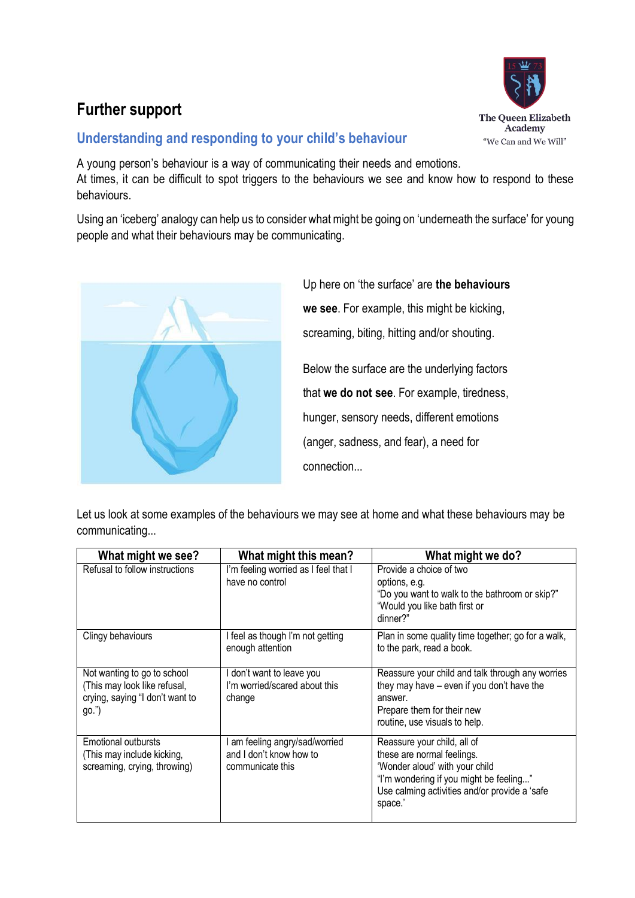# Further support

The Queen Elizabeth Academy
"We Can and We Will"

## Understanding and responding to your child's behaviour

A young person's behaviour is a way of communicating their needs and emotions.
At times, it can be difficult to spot triggers to the behaviours we see and know how to respond to these behaviours.

Using an 'iceberg' analogy can help us to consider what might be going on 'underneath the surface' for young people and what their behaviours may be communicating.

Up here on 'the surface' are **the behaviours we see**. For example, this might be kicking, screaming, biting, hitting and/or shouting.

Below the surface are the underlying factors that **we do not see**. For example, tiredness, hunger, sensory needs, different emotions (anger, sadness, and fear), a need for connection...

Let us look at some examples of the behaviours we may see at home and what these behaviours may be communicating...

| What might we see? | What might this mean? | What might we do? |
| --- | --- | --- |
| Refusal to follow instructions | I'm feeling worried as I feel that I have no control | Provide a choice of two options, e.g. "Do you want to walk to the bathroom or skip?" "Would you like bath first or dinner?" |
| Clingy behaviours | I feel as though I'm not getting enough attention | Plan in some quality time together; go for a walk, to the park, read a book. |
| Not wanting to go to school (This may look like refusal, crying, saying "I don't want to go.") | I don't want to leave you<br>I'm worried/scared about this change | Reassure your child and talk through any worries they may have – even if you don't have the answer.<br>Prepare them for their new routine, use visuals to help. |
| Emotional outbursts (This may include kicking, screaming, crying, throwing) | I am feeling angry/sad/worried and I don't know how to communicate this | Reassure your child, all of these are normal feelings.<br>'Wonder aloud' with your child "I'm wondering if you might be feeling..."<br>Use calming activities and/or provide a 'safe space.' |